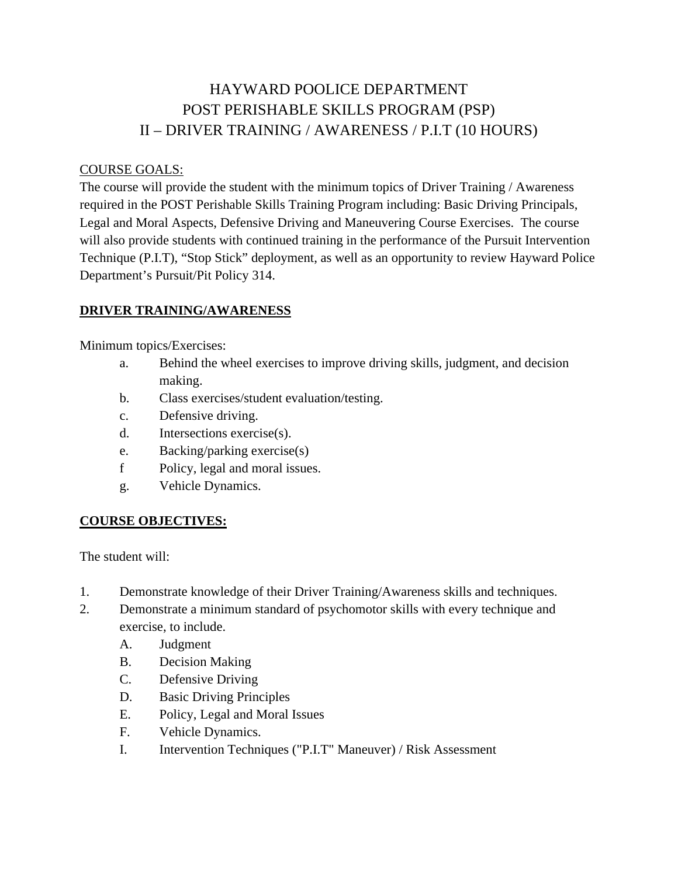# HAYWARD POOLICE DEPARTMENT
# POST PERISHABLE SKILLS PROGRAM (PSP)
# II – DRIVER TRAINING / AWARENESS / P.I.T (10 HOURS)

COURSE GOALS:

The course will provide the student with the minimum topics of Driver Training / Awareness required in the POST Perishable Skills Training Program including: Basic Driving Principals, Legal and Moral Aspects, Defensive Driving and Maneuvering Course Exercises. The course will also provide students with continued training in the performance of the Pursuit Intervention Technique (P.I.T), "Stop Stick" deployment, as well as an opportunity to review Hayward Police Department's Pursuit/Pit Policy 314.

## DRIVER TRAINING/AWARENESS

Minimum topics/Exercises:

- a. Behind the wheel exercises to improve driving skills, judgment, and decision making.
- b. Class exercises/student evaluation/testing.
- c. Defensive driving.
- d. Intersections exercise(s).
- e. Backing/parking exercise(s)
- f Policy, legal and moral issues.
- g. Vehicle Dynamics.

## COURSE OBJECTIVES:

The student will:

1. Demonstrate knowledge of their Driver Training/Awareness skills and techniques.
2. Demonstrate a minimum standard of psychomotor skills with every technique and exercise, to include.
   - A. Judgment
   - B. Decision Making
   - C. Defensive Driving
   - D. Basic Driving Principles
   - E. Policy, Legal and Moral Issues
   - F. Vehicle Dynamics.
   - I. Intervention Techniques ("P.I.T" Maneuver) / Risk Assessment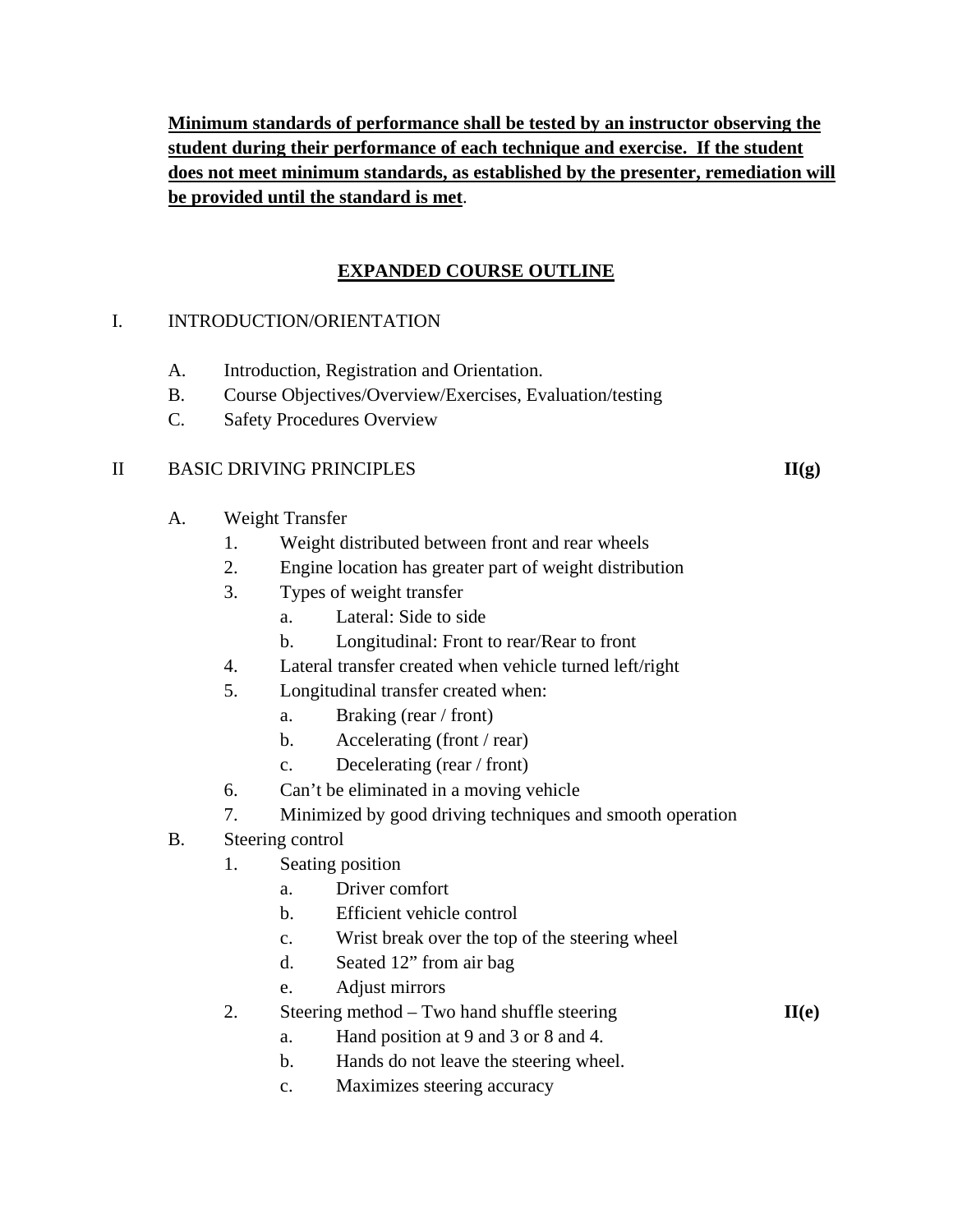**Minimum standards of performance shall be tested by an instructor observing the student during their performance of each technique and exercise. If the student does not meet minimum standards, as established by the presenter, remediation will be provided until the standard is met**.

## EXPANDED COURSE OUTLINE

I. INTRODUCTION/ORIENTATION

- A. Introduction, Registration and Orientation.
- B. Course Objectives/Overview/Exercises, Evaluation/testing
- C. Safety Procedures Overview

II BASIC DRIVING PRINCIPLES **II(g)**

- A. Weight Transfer
  1. Weight distributed between front and rear wheels
  2. Engine location has greater part of weight distribution
  3. Types of weight transfer
     - a. Lateral: Side to side
     - b. Longitudinal: Front to rear/Rear to front
  4. Lateral transfer created when vehicle turned left/right
  5. Longitudinal transfer created when:
     - a. Braking (rear / front)
     - b. Accelerating (front / rear)
     - c. Decelerating (rear / front)
  6. Can't be eliminated in a moving vehicle
  7. Minimized by good driving techniques and smooth operation
- B. Steering control
  1. Seating position
     - a. Driver comfort
     - b. Efficient vehicle control
     - c. Wrist break over the top of the steering wheel
     - d. Seated 12" from air bag
     - e. Adjust mirrors
  2. Steering method – Two hand shuffle steering **II(e)**
     - a. Hand position at 9 and 3 or 8 and 4.
     - b. Hands do not leave the steering wheel.
     - c. Maximizes steering accuracy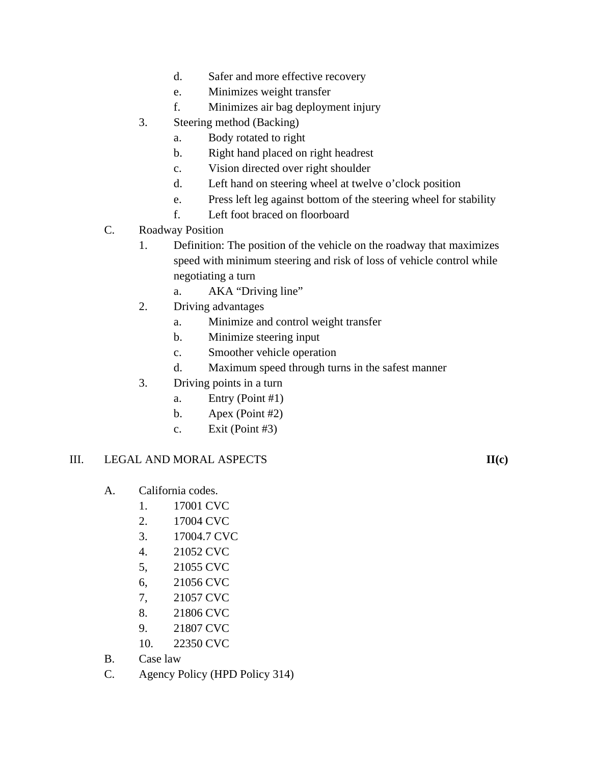d. Safer and more effective recovery
e. Minimizes weight transfer
f. Minimizes air bag deployment injury

3. Steering method (Backing)
   a. Body rotated to right
   b. Right hand placed on right headrest
   c. Vision directed over right shoulder
   d. Left hand on steering wheel at twelve o'clock position
   e. Press left leg against bottom of the steering wheel for stability
   f. Left foot braced on floorboard

C. Roadway Position

1. Definition: The position of the vehicle on the roadway that maximizes speed with minimum steering and risk of loss of vehicle control while negotiating a turn
   a. AKA "Driving line"
2. Driving advantages
   a. Minimize and control weight transfer
   b. Minimize steering input
   c. Smoother vehicle operation
   d. Maximum speed through turns in the safest manner
3. Driving points in a turn
   a. Entry (Point #1)
   b. Apex (Point #2)
   c. Exit (Point #3)

## III. LEGAL AND MORAL ASPECTS **II(c)**

A. California codes.

1. 17001 CVC
2. 17004 CVC
3. 17004.7 CVC
4. 21052 CVC
5, 21055 CVC
6, 21056 CVC
7, 21057 CVC
8. 21806 CVC
9. 21807 CVC
10. 22350 CVC

B. Case law

C. Agency Policy (HPD Policy 314)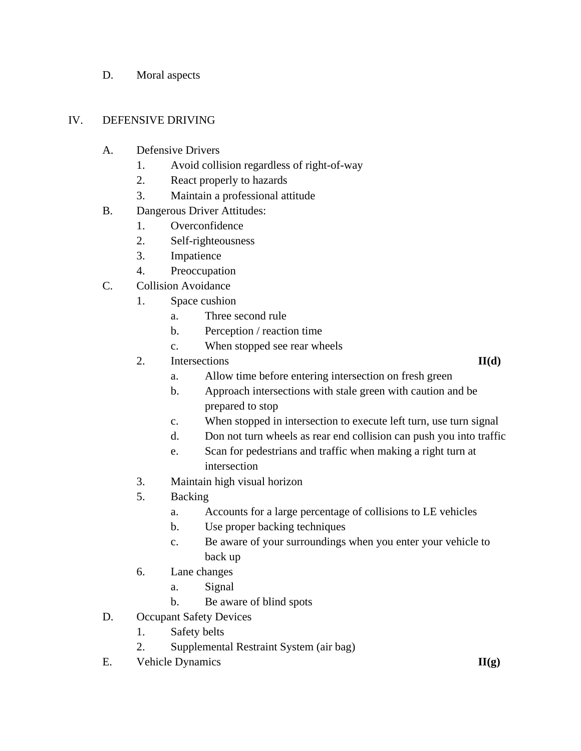D. Moral aspects

IV. DEFENSIVE DRIVING

A. Defensive Drivers
   1. Avoid collision regardless of right-of-way
   2. React properly to hazards
   3. Maintain a professional attitude

B. Dangerous Driver Attitudes:
   1. Overconfidence
   2. Self-righteousness
   3. Impatience
   4. Preoccupation

C. Collision Avoidance
   1. Space cushion
      a. Three second rule
      b. Perception / reaction time
      c. When stopped see rear wheels
   2. Intersections **II(d)**
      a. Allow time before entering intersection on fresh green
      b. Approach intersections with stale green with caution and be prepared to stop
      c. When stopped in intersection to execute left turn, use turn signal
      d. Don not turn wheels as rear end collision can push you into traffic
      e. Scan for pedestrians and traffic when making a right turn at intersection
   3. Maintain high visual horizon
   5. Backing
      a. Accounts for a large percentage of collisions to LE vehicles
      b. Use proper backing techniques
      c. Be aware of your surroundings when you enter your vehicle to back up
   6. Lane changes
      a. Signal
      b. Be aware of blind spots

D. Occupant Safety Devices
   1. Safety belts
   2. Supplemental Restraint System (air bag)

E. Vehicle Dynamics **II(g)**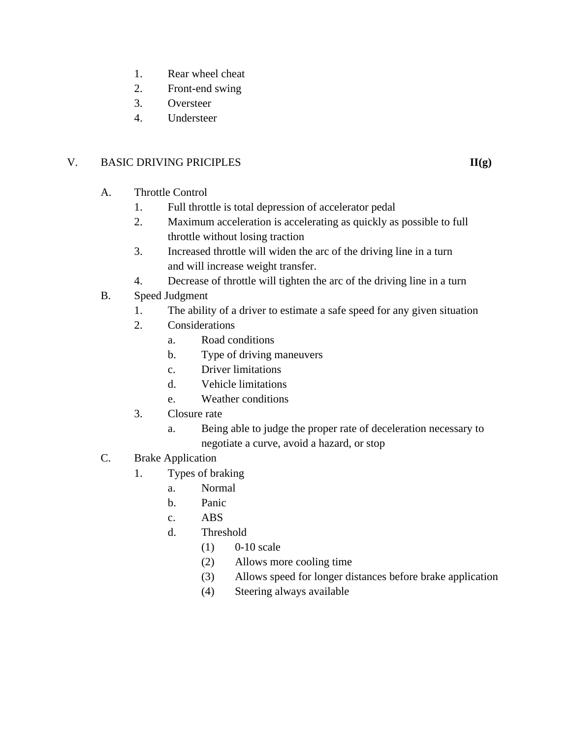1. Rear wheel cheat
2. Front-end swing
3. Oversteer
4. Understeer

## V. BASIC DRIVING PRICIPLES **II(g)**

A. Throttle Control
   1. Full throttle is total depression of accelerator pedal
   2. Maximum acceleration is accelerating as quickly as possible to full throttle without losing traction
   3. Increased throttle will widen the arc of the driving line in a turn and will increase weight transfer.
   4. Decrease of throttle will tighten the arc of the driving line in a turn

B. Speed Judgment
   1. The ability of a driver to estimate a safe speed for any given situation
   2. Considerations
      a. Road conditions
      b. Type of driving maneuvers
      c. Driver limitations
      d. Vehicle limitations
      e. Weather conditions
   3. Closure rate
      a. Being able to judge the proper rate of deceleration necessary to negotiate a curve, avoid a hazard, or stop

C. Brake Application
   1. Types of braking
      a. Normal
      b. Panic
      c. ABS
      d. Threshold
         (1) 0-10 scale
         (2) Allows more cooling time
         (3) Allows speed for longer distances before brake application
         (4) Steering always available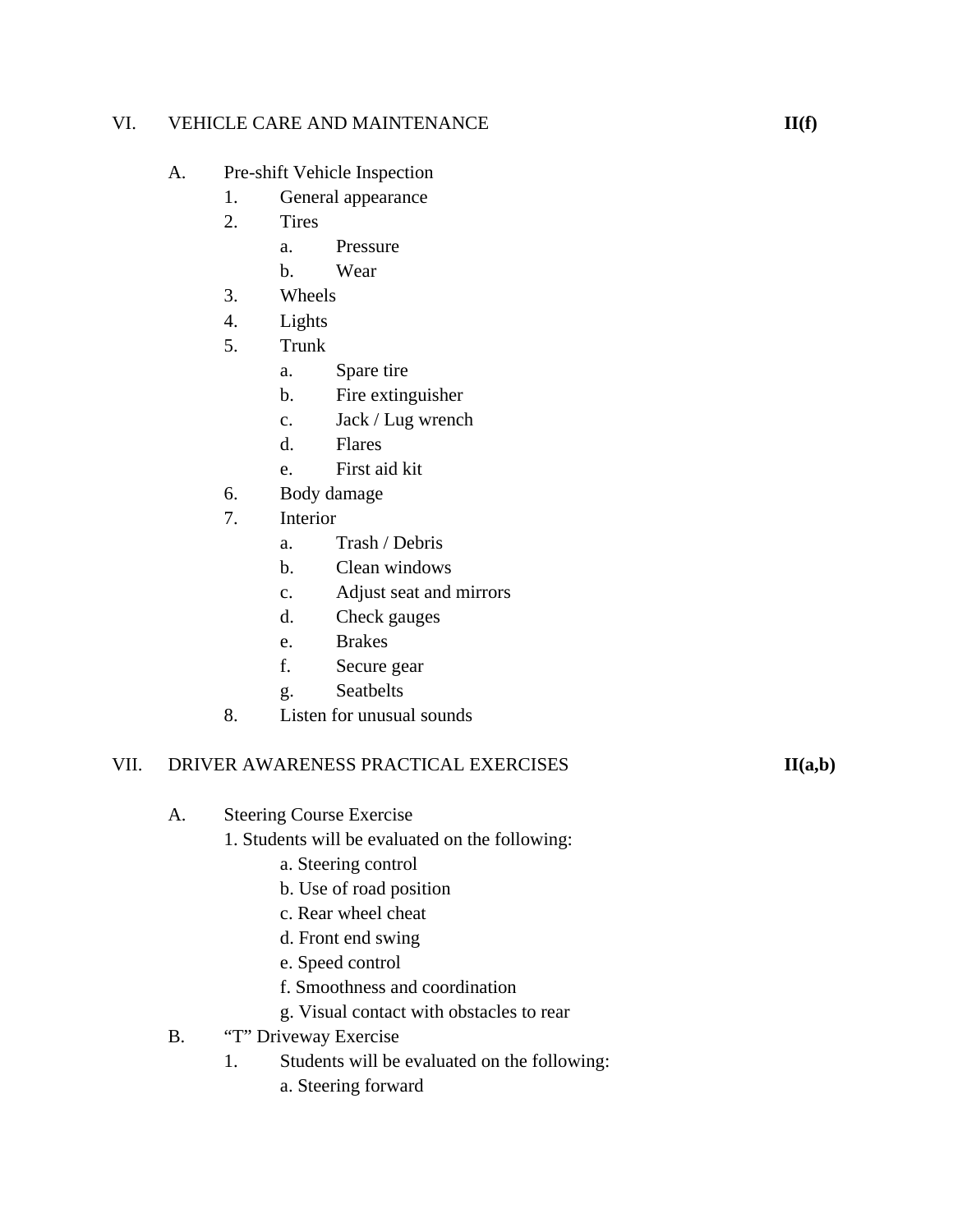VI. VEHICLE CARE AND MAINTENANCE **II(f)**

A. Pre-shift Vehicle Inspection
   1. General appearance
   2. Tires
      a. Pressure
      b. Wear
   3. Wheels
   4. Lights
   5. Trunk
      a. Spare tire
      b. Fire extinguisher
      c. Jack / Lug wrench
      d. Flares
      e. First aid kit
   6. Body damage
   7. Interior
      a. Trash / Debris
      b. Clean windows
      c. Adjust seat and mirrors
      d. Check gauges
      e. Brakes
      f. Secure gear
      g. Seatbelts
   8. Listen for unusual sounds

VII. DRIVER AWARENESS PRACTICAL EXERCISES **II(a,b)**

A. Steering Course Exercise
   1. Students will be evaluated on the following:
      a. Steering control
      b. Use of road position
      c. Rear wheel cheat
      d. Front end swing
      e. Speed control
      f. Smoothness and coordination
      g. Visual contact with obstacles to rear

B. "T" Driveway Exercise
   1. Students will be evaluated on the following:
      a. Steering forward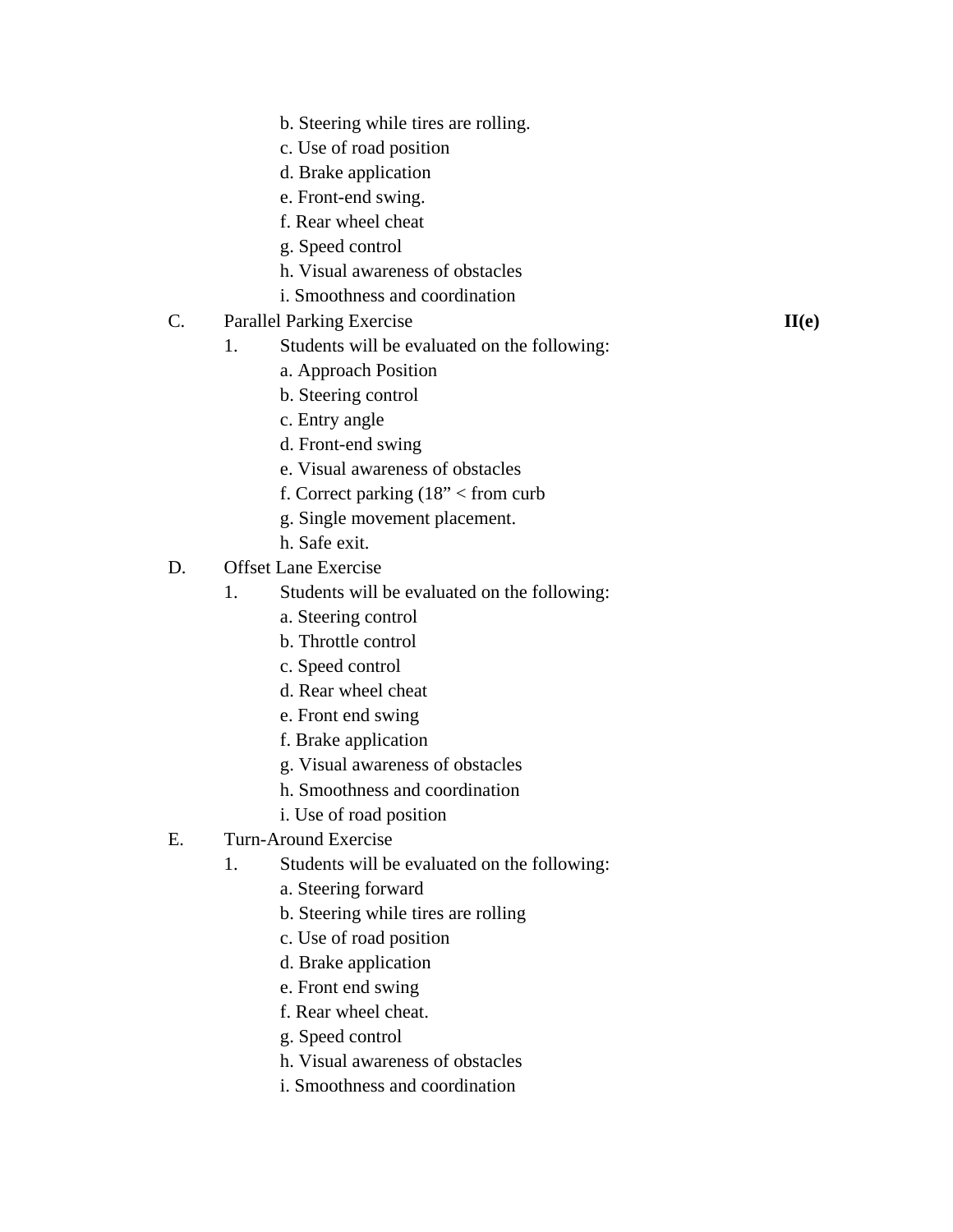b. Steering while tires are rolling.
c. Use of road position
d. Brake application
e. Front-end swing.
f. Rear wheel cheat
g. Speed control
h. Visual awareness of obstacles
i. Smoothness and coordination

C. Parallel Parking Exercise **II(e)**

1. Students will be evaluated on the following:
   a. Approach Position
   b. Steering control
   c. Entry angle
   d. Front-end swing
   e. Visual awareness of obstacles
   f. Correct parking (18" < from curb
   g. Single movement placement.
   h. Safe exit.

D. Offset Lane Exercise

1. Students will be evaluated on the following:
   a. Steering control
   b. Throttle control
   c. Speed control
   d. Rear wheel cheat
   e. Front end swing
   f. Brake application
   g. Visual awareness of obstacles
   h. Smoothness and coordination
   i. Use of road position

E. Turn-Around Exercise

1. Students will be evaluated on the following:
   a. Steering forward
   b. Steering while tires are rolling
   c. Use of road position
   d. Brake application
   e. Front end swing
   f. Rear wheel cheat.
   g. Speed control
   h. Visual awareness of obstacles
   i. Smoothness and coordination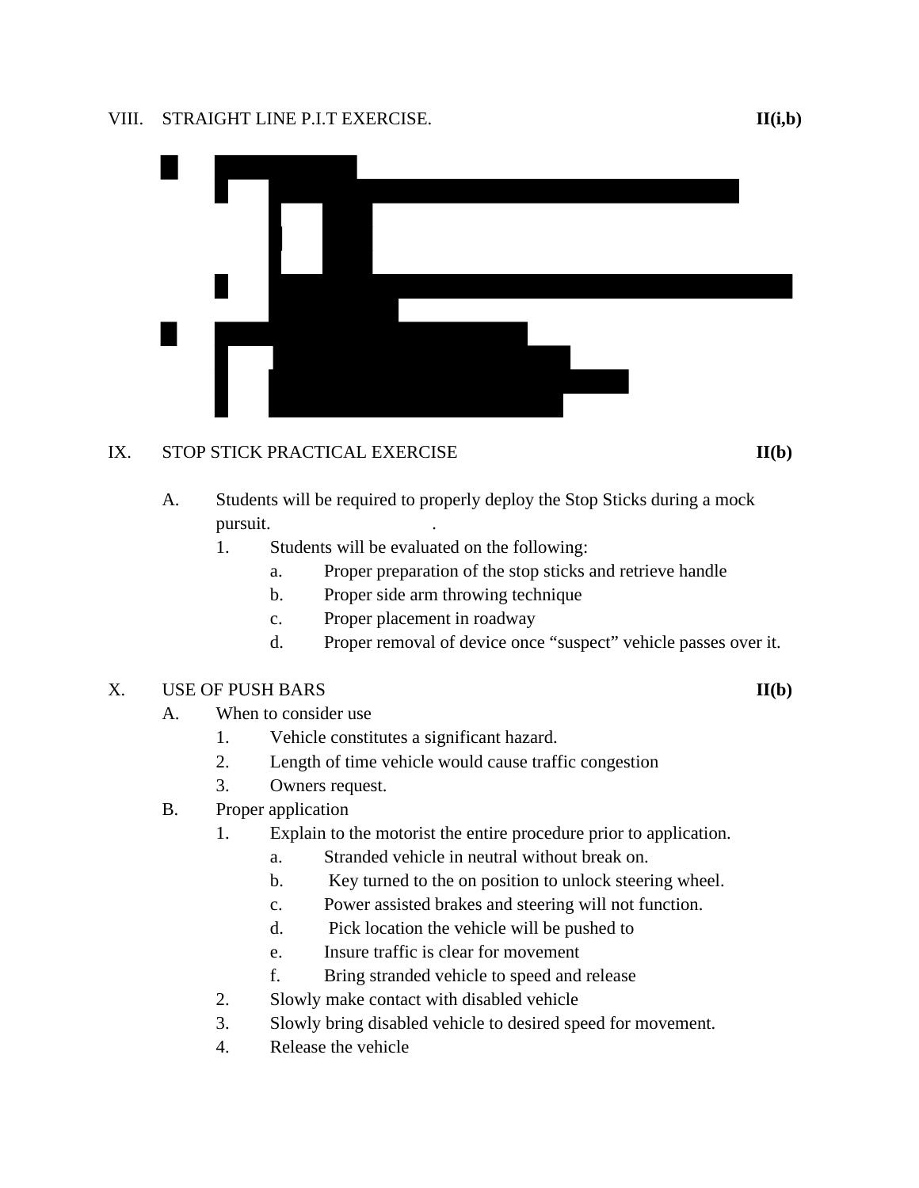VIII. STRAIGHT LINE P.I.T EXERCISE. **II(i,b)**

IX. STOP STICK PRACTICAL EXERCISE **II(b)**

A. Students will be required to properly deploy the Stop Sticks during a mock pursuit. .
   1. Students will be evaluated on the following:
      a. Proper preparation of the stop sticks and retrieve handle
      b. Proper side arm throwing technique
      c. Proper placement in roadway
      d. Proper removal of device once "suspect" vehicle passes over it.

X. USE OF PUSH BARS **II(b)**

A. When to consider use
   1. Vehicle constitutes a significant hazard.
   2. Length of time vehicle would cause traffic congestion
   3. Owners request.

B. Proper application
   1. Explain to the motorist the entire procedure prior to application.
      a. Stranded vehicle in neutral without break on.
      b. Key turned to the on position to unlock steering wheel.
      c. Power assisted brakes and steering will not function.
      d. Pick location the vehicle will be pushed to
      e. Insure traffic is clear for movement
      f. Bring stranded vehicle to speed and release
   2. Slowly make contact with disabled vehicle
   3. Slowly bring disabled vehicle to desired speed for movement.
   4. Release the vehicle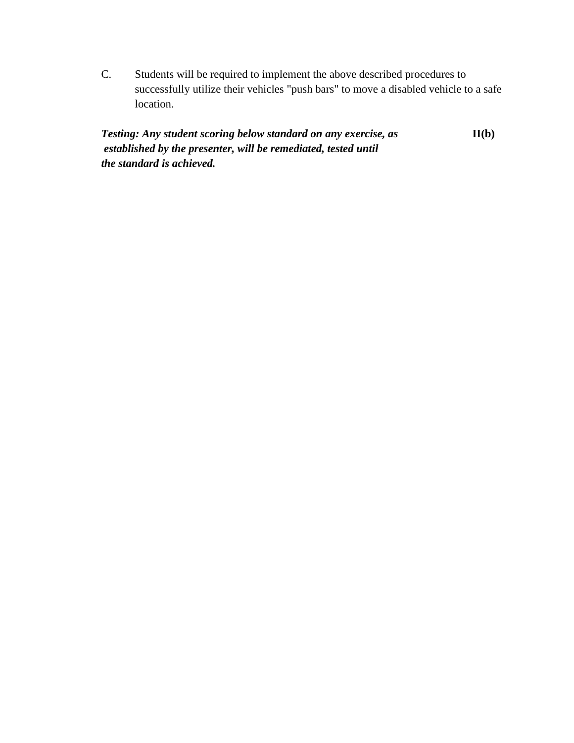C. Students will be required to implement the above described procedures to successfully utilize their vehicles "push bars" to move a disabled vehicle to a safe location.

***Testing: Any student scoring below standard on any exercise, as established by the presenter, will be remediated, tested until the standard is achieved.*** **II(b)**